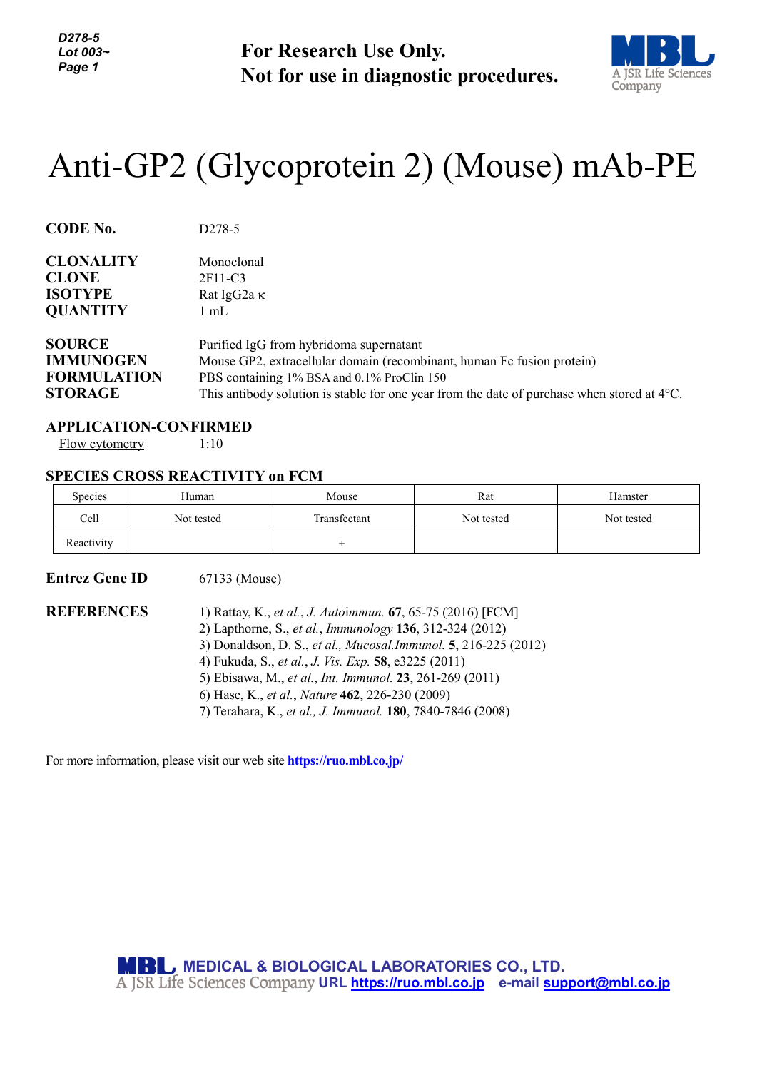**For Research Use Only.**
**Not for use in diagnostic procedures.**

# Anti-GP2 (Glycoprotein 2) (Mouse) mAb-PE

**CODE No.** D278-5

**CLONALITY** Monoclonal
**CLONE** 2F11-C3
**ISOTYPE** Rat IgG2a κ
**QUANTITY** 1 mL

**SOURCE** Purified IgG from hybridoma supernatant
**IMMUNOGEN** Mouse GP2, extracellular domain (recombinant, human Fc fusion protein)
**FORMULATION** PBS containing 1% BSA and 0.1% ProClin 150
**STORAGE** This antibody solution is stable for one year from the date of purchase when stored at 4°C.

**APPLICATION-CONFIRMED**

Flow cytometry 1:10

**SPECIES CROSS REACTIVITY on FCM**

| Species | Human | Mouse | Rat | Hamster |
|---|---|---|---|---|
| Cell | Not tested | Transfectant | Not tested | Not tested |
| Reactivity | | + | | |

**Entrez Gene ID** 67133 (Mouse)

**REFERENCES**

1) Rattay, K., *et al.*, *J. Autoimmun.* **67**, 65-75 (2016) [FCM]
2) Lapthorne, S., *et al.*, *Immunology* **136**, 312-324 (2012)
3) Donaldson, D. S., *et al., Mucosal.Immunol.* **5**, 216-225 (2012)
4) Fukuda, S., *et al.*, *J. Vis. Exp.* **58**, e3225 (2011)
5) Ebisawa, M., *et al.*, *Int. Immunol.* **23**, 261-269 (2011)
6) Hase, K., *et al.*, *Nature* **462**, 226-230 (2009)
7) Terahara, K., *et al., J. Immunol.* **180**, 7840-7846 (2008)

For more information, please visit our web site **https://ruo.mbl.co.jp/**

**MEDICAL & BIOLOGICAL LABORATORIES CO., LTD.**
A JSR Life Sciences Company **URL https://ruo.mbl.co.jp e-mail support@mbl.co.jp**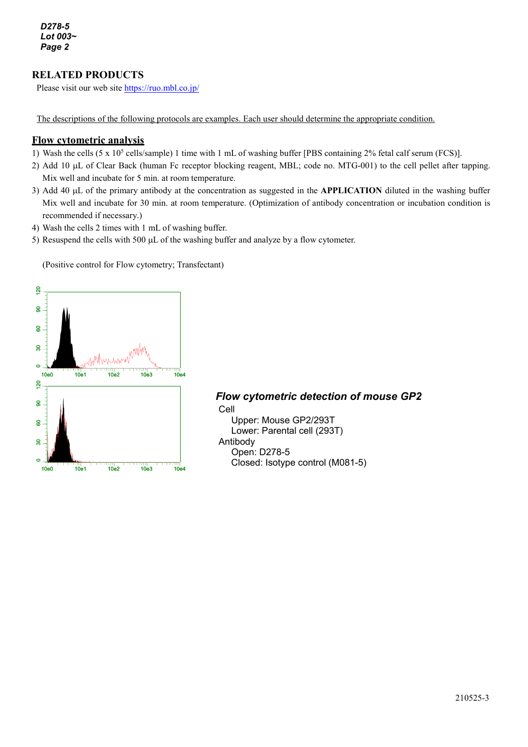## RELATED PRODUCTS

Please visit our web site https://ruo.mbl.co.jp/

The descriptions of the following protocols are examples. Each user should determine the appropriate condition.

## Flow cytometric analysis

1) Wash the cells ($5 \times 10^5$ cells/sample) 1 time with 1 mL of washing buffer [PBS containing 2% fetal calf serum (FCS)].
2) Add 10 µL of Clear Back (human Fc receptor blocking reagent, MBL; code no. MTG-001) to the cell pellet after tapping. Mix well and incubate for 5 min. at room temperature.
3) Add 40 µL of the primary antibody at the concentration as suggested in the **APPLICATION** diluted in the washing buffer Mix well and incubate for 30 min. at room temperature. (Optimization of antibody concentration or incubation condition is recommended if necessary.)
4) Wash the cells 2 times with 1 mL of washing buffer.
5) Resuspend the cells with 500 µL of the washing buffer and analyze by a flow cytometer.

(Positive control for Flow cytometry; Transfectant)

120
90
60
30
0
10e0
10e1
10e2
10e3
10e4

120
90
60
30
0
10e0
10e1
10e2
10e3
10e4

*Flow cytometric detection of mouse GP2*

Cell
- Upper: Mouse GP2/293T
- Lower: Parental cell (293T)

Antibody
- Open: D278-5
- Closed: Isotype control (M081-5)

210525-3